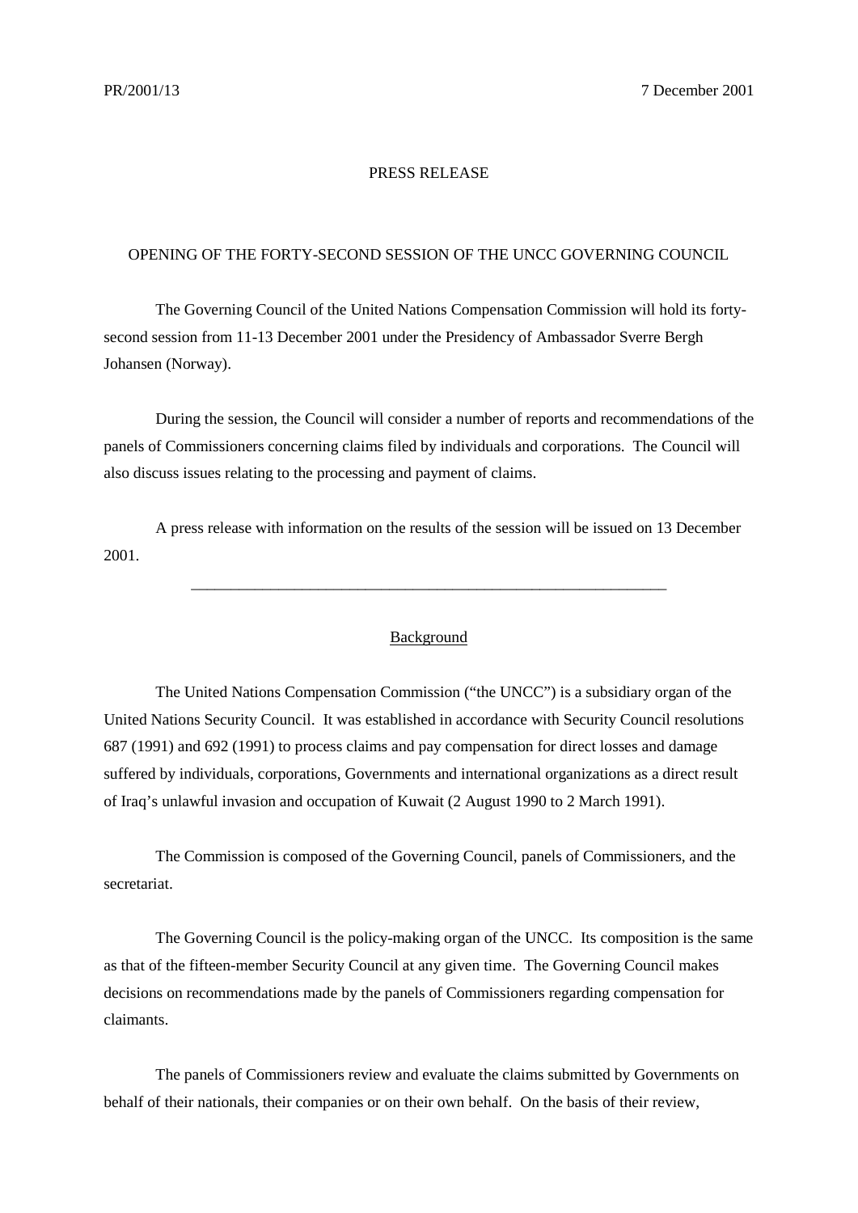PR/2001/13 7 December 2001

PRESS RELEASE

# OPENING OF THE FORTY-SECOND SESSION OF THE UNCC GOVERNING COUNCIL

The Governing Council of the United Nations Compensation Commission will hold its forty-second session from 11-13 December 2001 under the Presidency of Ambassador Sverre Bergh Johansen (Norway).

During the session, the Council will consider a number of reports and recommendations of the panels of Commissioners concerning claims filed by individuals and corporations. The Council will also discuss issues relating to the processing and payment of claims.

A press release with information on the results of the session will be issued on 13 December 2001.

---

## Background

The United Nations Compensation Commission ("the UNCC") is a subsidiary organ of the United Nations Security Council. It was established in accordance with Security Council resolutions 687 (1991) and 692 (1991) to process claims and pay compensation for direct losses and damage suffered by individuals, corporations, Governments and international organizations as a direct result of Iraq's unlawful invasion and occupation of Kuwait (2 August 1990 to 2 March 1991).

The Commission is composed of the Governing Council, panels of Commissioners, and the secretariat.

The Governing Council is the policy-making organ of the UNCC. Its composition is the same as that of the fifteen-member Security Council at any given time. The Governing Council makes decisions on recommendations made by the panels of Commissioners regarding compensation for claimants.

The panels of Commissioners review and evaluate the claims submitted by Governments on behalf of their nationals, their companies or on their own behalf. On the basis of their review,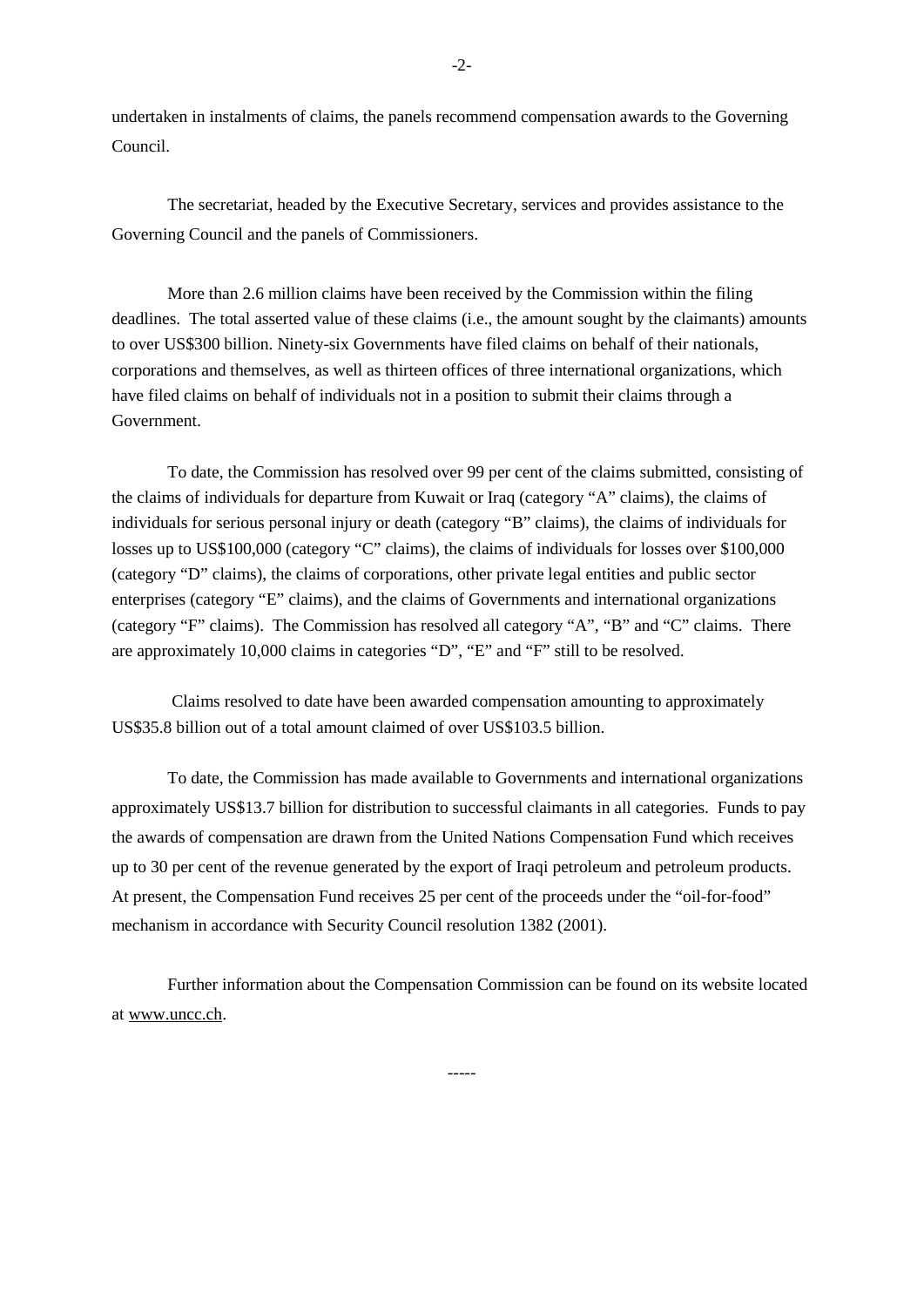undertaken in instalments of claims, the panels recommend compensation awards to the Governing Council.

The secretariat, headed by the Executive Secretary, services and provides assistance to the Governing Council and the panels of Commissioners.

More than 2.6 million claims have been received by the Commission within the filing deadlines. The total asserted value of these claims (i.e., the amount sought by the claimants) amounts to over US$300 billion. Ninety-six Governments have filed claims on behalf of their nationals, corporations and themselves, as well as thirteen offices of three international organizations, which have filed claims on behalf of individuals not in a position to submit their claims through a Government.

To date, the Commission has resolved over 99 per cent of the claims submitted, consisting of the claims of individuals for departure from Kuwait or Iraq (category "A" claims), the claims of individuals for serious personal injury or death (category "B" claims), the claims of individuals for losses up to US$100,000 (category "C" claims), the claims of individuals for losses over $100,000 (category "D" claims), the claims of corporations, other private legal entities and public sector enterprises (category "E" claims), and the claims of Governments and international organizations (category "F" claims). The Commission has resolved all category "A", "B" and "C" claims. There are approximately 10,000 claims in categories "D", "E" and "F" still to be resolved.

Claims resolved to date have been awarded compensation amounting to approximately US$35.8 billion out of a total amount claimed of over US$103.5 billion.

To date, the Commission has made available to Governments and international organizations approximately US$13.7 billion for distribution to successful claimants in all categories. Funds to pay the awards of compensation are drawn from the United Nations Compensation Fund which receives up to 30 per cent of the revenue generated by the export of Iraqi petroleum and petroleum products. At present, the Compensation Fund receives 25 per cent of the proceeds under the "oil-for-food" mechanism in accordance with Security Council resolution 1382 (2001).

Further information about the Compensation Commission can be found on its website located at www.uncc.ch.

-----